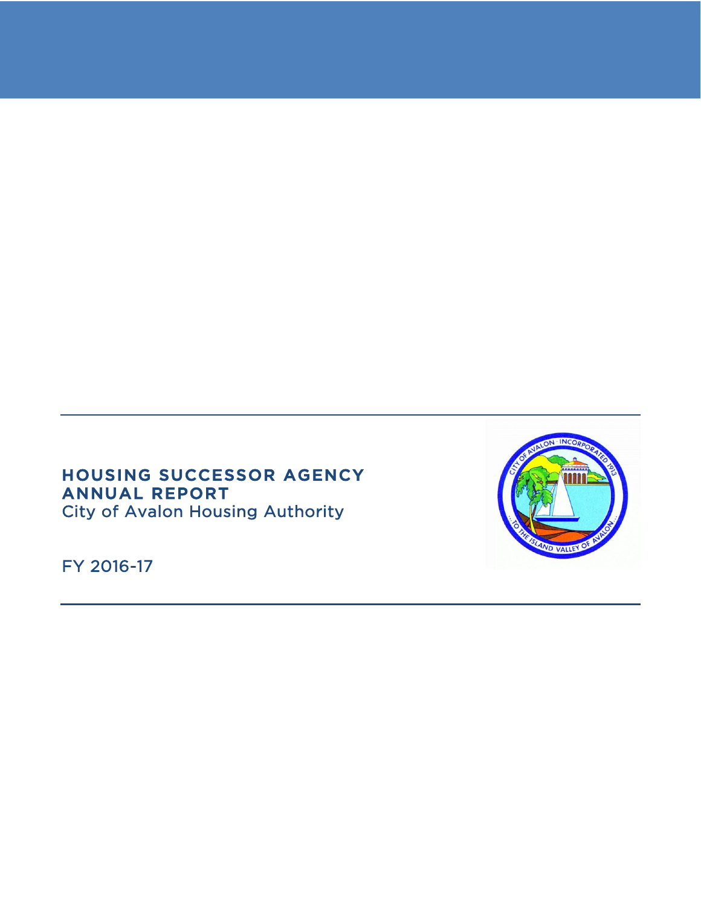# HOUSING SUCCESSOR AGENCY ANNUAL REPORT

City of Avalon Housing Authority

FY 2016-17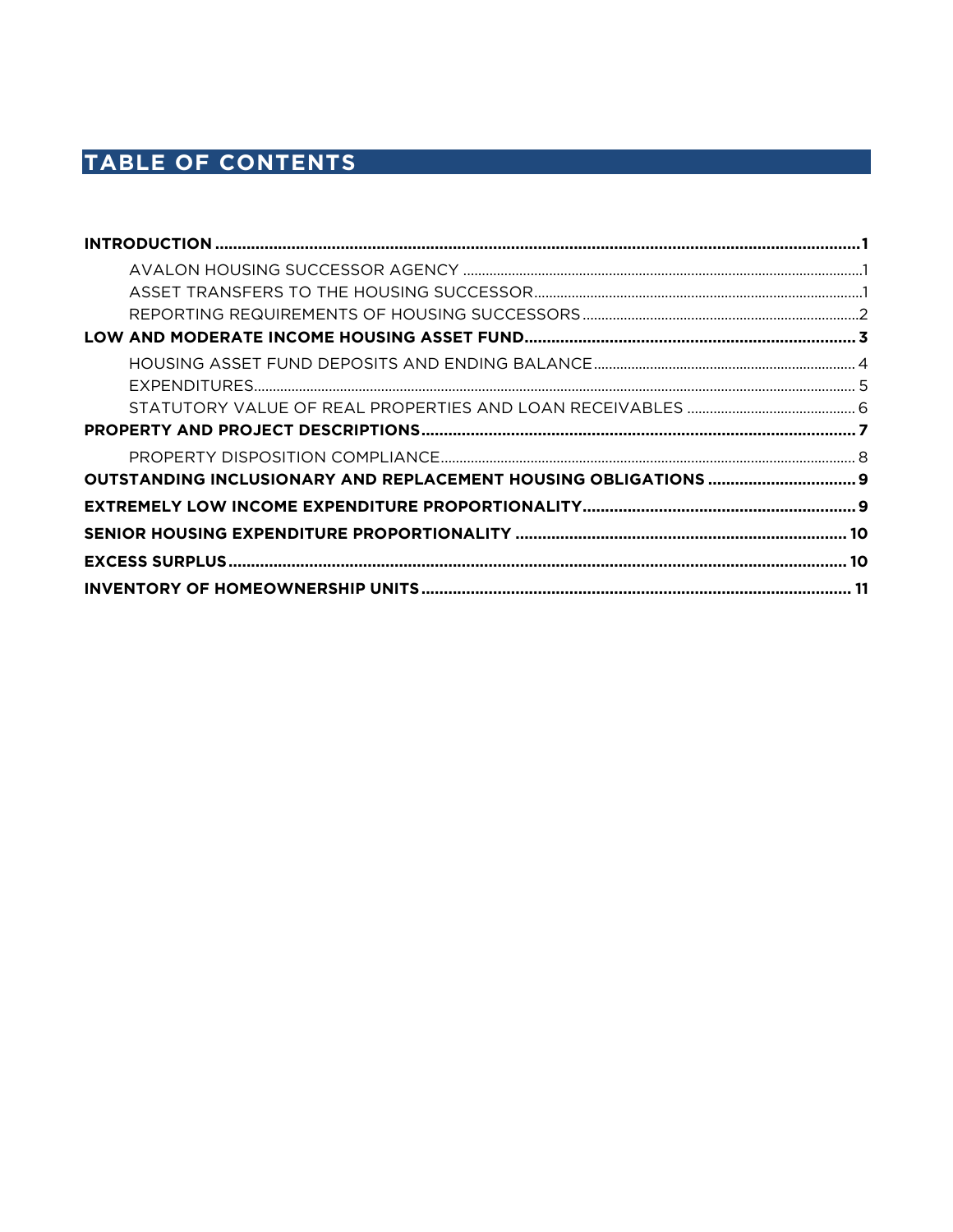# TABLE OF CONTENTS

**INTRODUCTION** ................................................................................................................................. **1**

- AVALON HOUSING SUCCESSOR AGENCY .......................................................................................... 1
- ASSET TRANSFERS TO THE HOUSING SUCCESSOR ........................................................................ 1
- REPORTING REQUIREMENTS OF HOUSING SUCCESSORS ............................................................ 2

**LOW AND MODERATE INCOME HOUSING ASSET FUND** ........................................................................ **3**

- HOUSING ASSET FUND DEPOSITS AND ENDING BALANCE ............................................................ 4
- EXPENDITURES .................................................................................................................................... 5
- STATUTORY VALUE OF REAL PROPERTIES AND LOAN RECEIVABLES ............................................ 6

**PROPERTY AND PROJECT DESCRIPTIONS** ................................................................................................ **7**

- PROPERTY DISPOSITION COMPLIANCE ............................................................................................. 8

**OUTSTANDING INCLUSIONARY AND REPLACEMENT HOUSING OBLIGATIONS** ................................ **9**

**EXTREMELY LOW INCOME EXPENDITURE PROPORTIONALITY** ............................................................ **9**

**SENIOR HOUSING EXPENDITURE PROPORTIONALITY** .......................................................................... **10**

**EXCESS SURPLUS** ......................................................................................................................................... **10**

**INVENTORY OF HOMEOWNERSHIP UNITS** ................................................................................................ **11**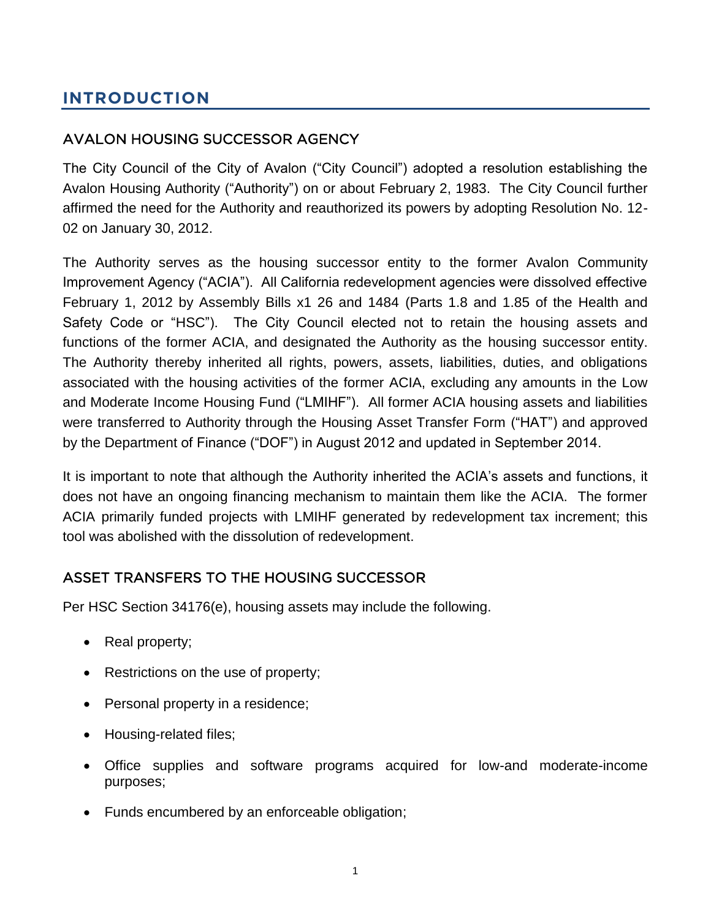# INTRODUCTION

## AVALON HOUSING SUCCESSOR AGENCY

The City Council of the City of Avalon ("City Council") adopted a resolution establishing the Avalon Housing Authority ("Authority") on or about February 2, 1983. The City Council further affirmed the need for the Authority and reauthorized its powers by adopting Resolution No. 12-02 on January 30, 2012.

The Authority serves as the housing successor entity to the former Avalon Community Improvement Agency ("ACIA"). All California redevelopment agencies were dissolved effective February 1, 2012 by Assembly Bills x1 26 and 1484 (Parts 1.8 and 1.85 of the Health and Safety Code or "HSC"). The City Council elected not to retain the housing assets and functions of the former ACIA, and designated the Authority as the housing successor entity. The Authority thereby inherited all rights, powers, assets, liabilities, duties, and obligations associated with the housing activities of the former ACIA, excluding any amounts in the Low and Moderate Income Housing Fund ("LMIHF"). All former ACIA housing assets and liabilities were transferred to Authority through the Housing Asset Transfer Form ("HAT") and approved by the Department of Finance ("DOF") in August 2012 and updated in September 2014.

It is important to note that although the Authority inherited the ACIA's assets and functions, it does not have an ongoing financing mechanism to maintain them like the ACIA. The former ACIA primarily funded projects with LMIHF generated by redevelopment tax increment; this tool was abolished with the dissolution of redevelopment.

## ASSET TRANSFERS TO THE HOUSING SUCCESSOR

Per HSC Section 34176(e), housing assets may include the following.

- Real property;
- Restrictions on the use of property;
- Personal property in a residence;
- Housing-related files;
- Office supplies and software programs acquired for low-and moderate-income purposes;
- Funds encumbered by an enforceable obligation;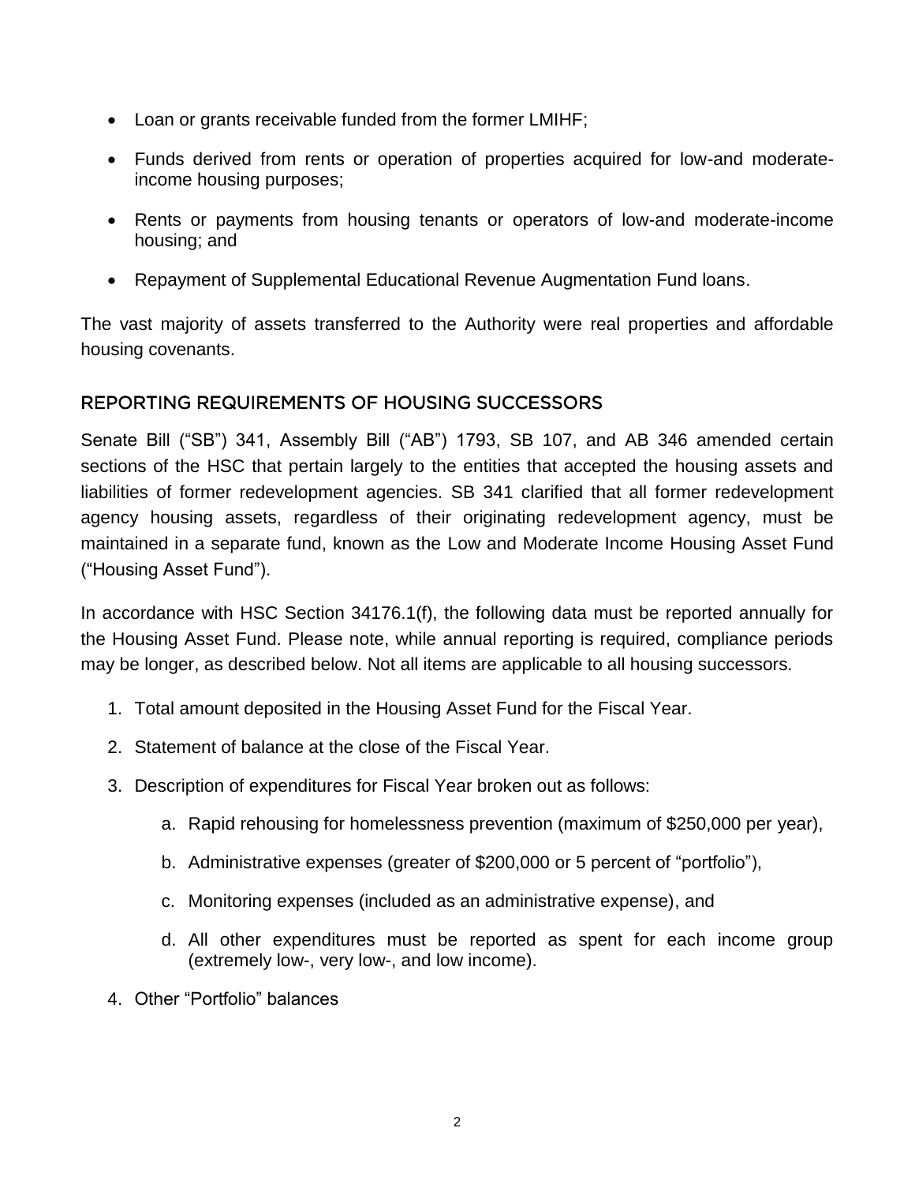- Loan or grants receivable funded from the former LMIHF;
- Funds derived from rents or operation of properties acquired for low-and moderate-income housing purposes;
- Rents or payments from housing tenants or operators of low-and moderate-income housing; and
- Repayment of Supplemental Educational Revenue Augmentation Fund loans.

The vast majority of assets transferred to the Authority were real properties and affordable housing covenants.

## REPORTING REQUIREMENTS OF HOUSING SUCCESSORS

Senate Bill ("SB") 341, Assembly Bill ("AB") 1793, SB 107, and AB 346 amended certain sections of the HSC that pertain largely to the entities that accepted the housing assets and liabilities of former redevelopment agencies. SB 341 clarified that all former redevelopment agency housing assets, regardless of their originating redevelopment agency, must be maintained in a separate fund, known as the Low and Moderate Income Housing Asset Fund ("Housing Asset Fund").

In accordance with HSC Section 34176.1(f), the following data must be reported annually for the Housing Asset Fund. Please note, while annual reporting is required, compliance periods may be longer, as described below. Not all items are applicable to all housing successors.

1. Total amount deposited in the Housing Asset Fund for the Fiscal Year.
2. Statement of balance at the close of the Fiscal Year.
3. Description of expenditures for Fiscal Year broken out as follows:
    a. Rapid rehousing for homelessness prevention (maximum of $250,000 per year),
    b. Administrative expenses (greater of $200,000 or 5 percent of "portfolio"),
    c. Monitoring expenses (included as an administrative expense), and
    d. All other expenditures must be reported as spent for each income group (extremely low-, very low-, and low income).
4. Other "Portfolio" balances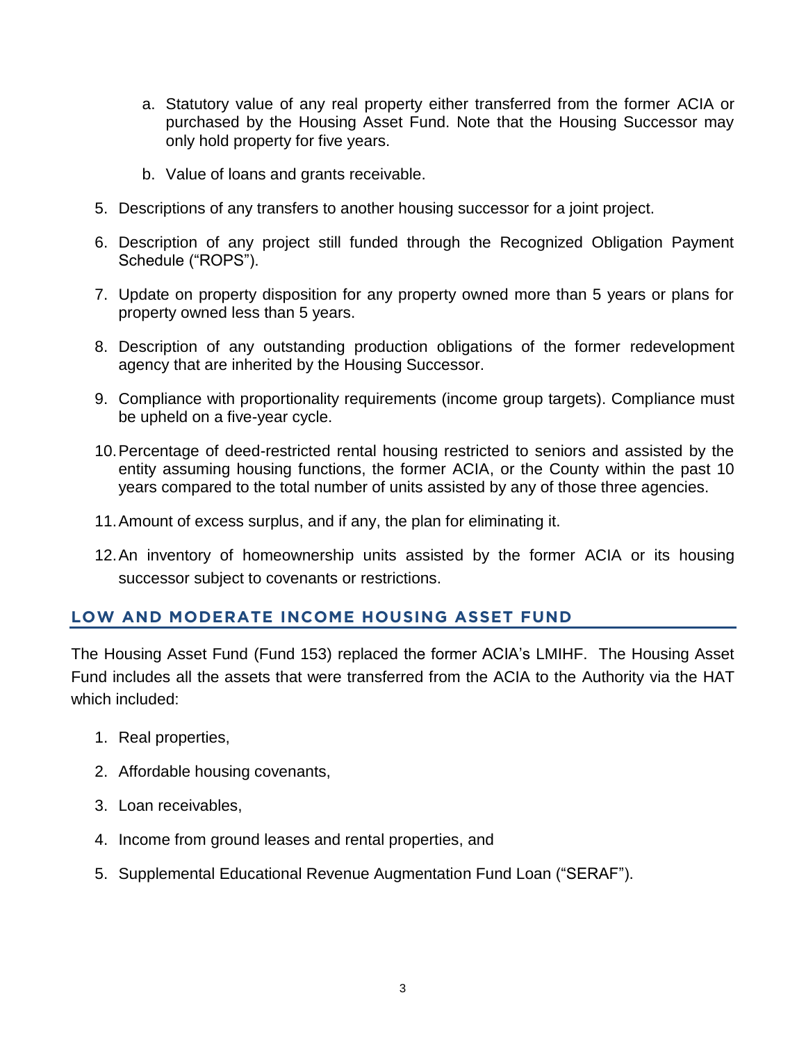a. Statutory value of any real property either transferred from the former ACIA or purchased by the Housing Asset Fund. Note that the Housing Successor may only hold property for five years.

   b. Value of loans and grants receivable.

5. Descriptions of any transfers to another housing successor for a joint project.

6. Description of any project still funded through the Recognized Obligation Payment Schedule ("ROPS").

7. Update on property disposition for any property owned more than 5 years or plans for property owned less than 5 years.

8. Description of any outstanding production obligations of the former redevelopment agency that are inherited by the Housing Successor.

9. Compliance with proportionality requirements (income group targets). Compliance must be upheld on a five-year cycle.

10. Percentage of deed-restricted rental housing restricted to seniors and assisted by the entity assuming housing functions, the former ACIA, or the County within the past 10 years compared to the total number of units assisted by any of those three agencies.

11. Amount of excess surplus, and if any, the plan for eliminating it.

12. An inventory of homeownership units assisted by the former ACIA or its housing successor subject to covenants or restrictions.

## LOW AND MODERATE INCOME HOUSING ASSET FUND

The Housing Asset Fund (Fund 153) replaced the former ACIA's LMIHF. The Housing Asset Fund includes all the assets that were transferred from the ACIA to the Authority via the HAT which included:

1. Real properties,

2. Affordable housing covenants,

3. Loan receivables,

4. Income from ground leases and rental properties, and

5. Supplemental Educational Revenue Augmentation Fund Loan ("SERAF").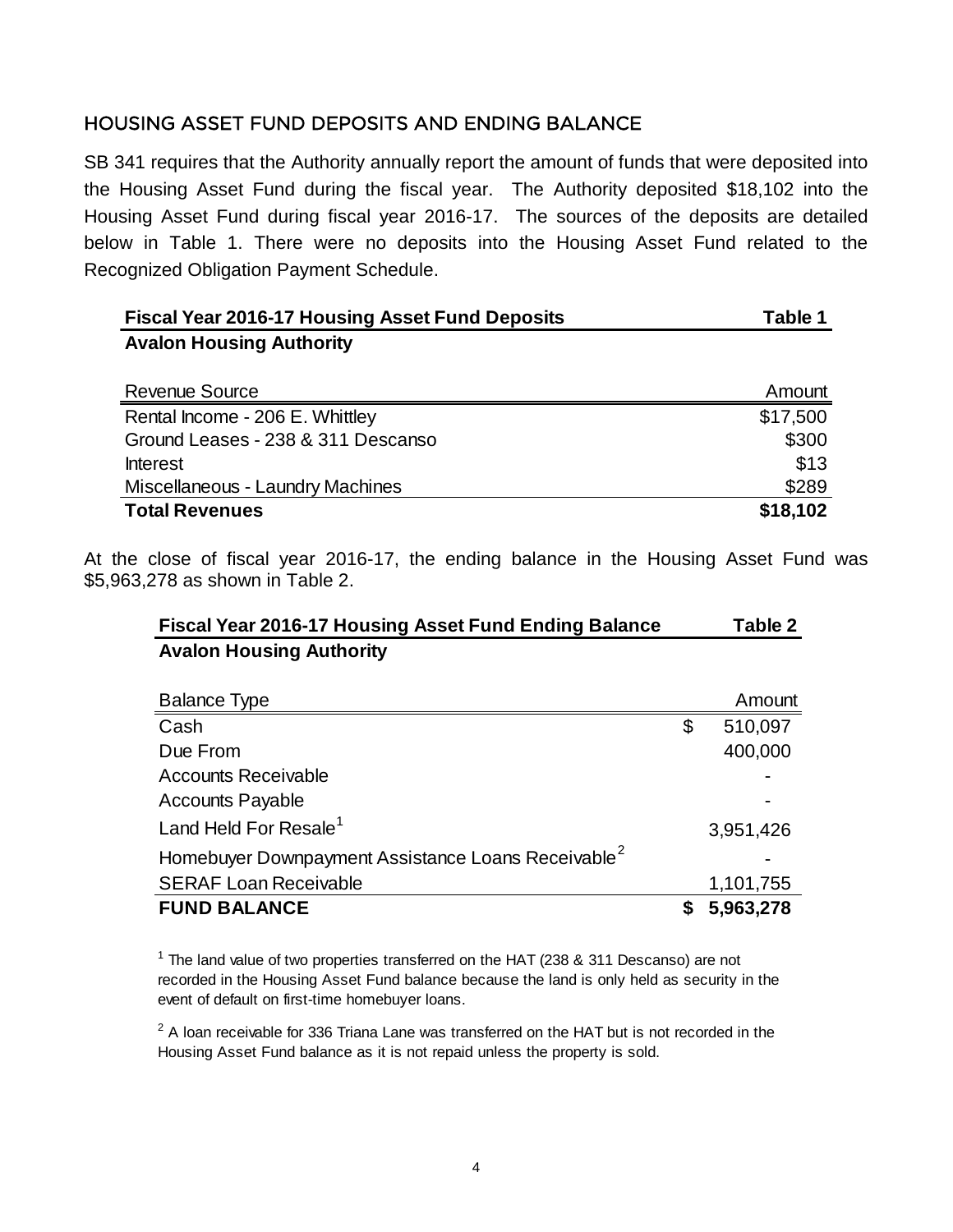## HOUSING ASSET FUND DEPOSITS AND ENDING BALANCE

SB 341 requires that the Authority annually report the amount of funds that were deposited into the Housing Asset Fund during the fiscal year. The Authority deposited $18,102 into the Housing Asset Fund during fiscal year 2016-17. The sources of the deposits are detailed below in Table 1. There were no deposits into the Housing Asset Fund related to the Recognized Obligation Payment Schedule.

**Fiscal Year 2016-17 Housing Asset Fund Deposits** — **Table 1**

**Avalon Housing Authority**

| Revenue Source | Amount |
|---|---|
| Rental Income - 206 E. Whittley | $17,500 |
| Ground Leases - 238 & 311 Descanso | $300 |
| Interest | $13 |
| Miscellaneous - Laundry Machines | $289 |
| **Total Revenues** | **$18,102** |

At the close of fiscal year 2016-17, the ending balance in the Housing Asset Fund was $5,963,278 as shown in Table 2.

**Fiscal Year 2016-17 Housing Asset Fund Ending Balance** — **Table 2**

**Avalon Housing Authority**

| Balance Type | Amount |
|---|---|
| Cash | $ 510,097 |
| Due From | 400,000 |
| Accounts Receivable | - |
| Accounts Payable | - |
| Land Held For Resale[1] | 3,951,426 |
| Homebuyer Downpayment Assistance Loans Receivable[2] | - |
| SERAF Loan Receivable | 1,101,755 |
| **FUND BALANCE** | **$ 5,963,278** |

[1] The land value of two properties transferred on the HAT (238 & 311 Descanso) are not recorded in the Housing Asset Fund balance because the land is only held as security in the event of default on first-time homebuyer loans.

[2] A loan receivable for 336 Triana Lane was transferred on the HAT but is not recorded in the Housing Asset Fund balance as it is not repaid unless the property is sold.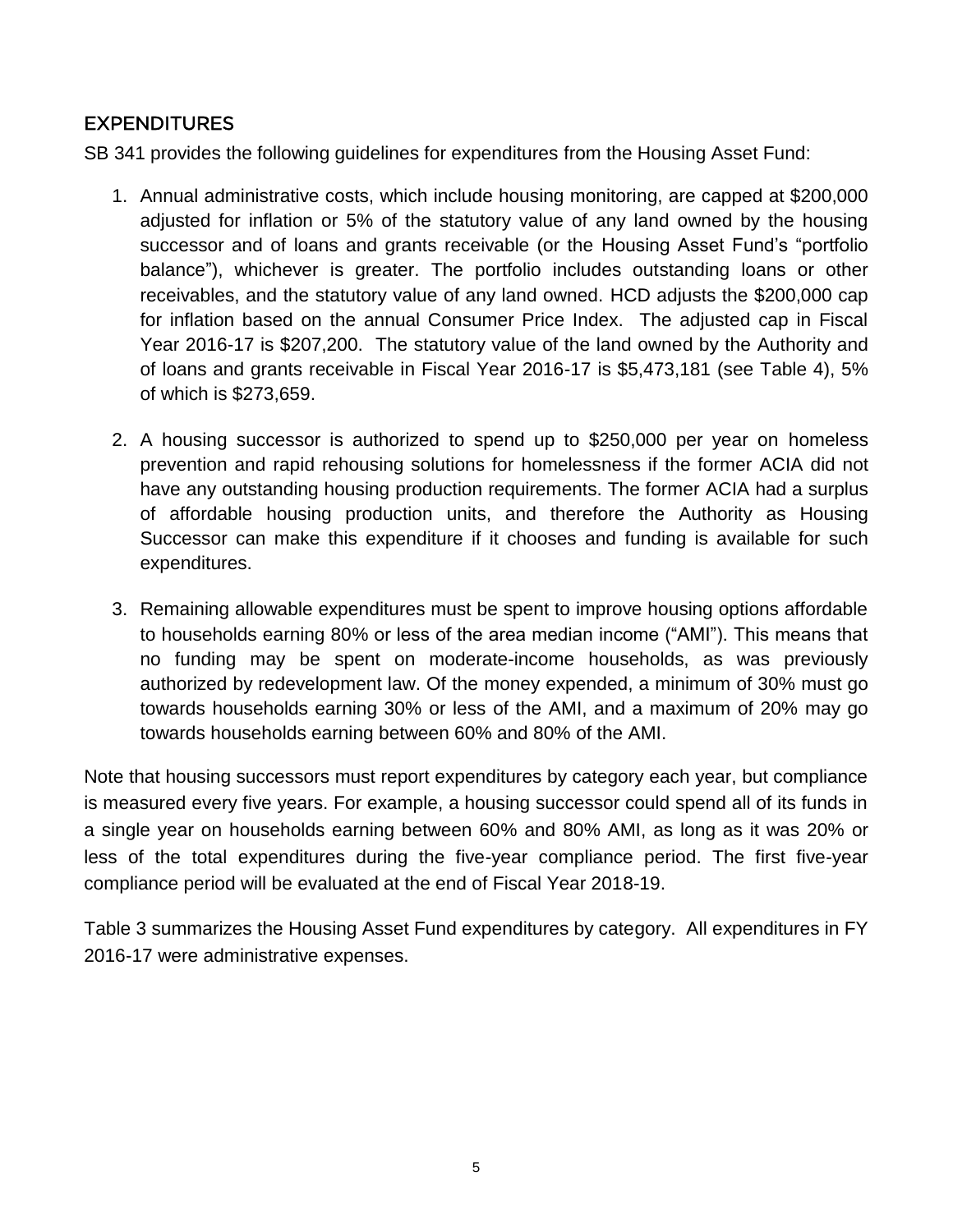## EXPENDITURES

SB 341 provides the following guidelines for expenditures from the Housing Asset Fund:

1. Annual administrative costs, which include housing monitoring, are capped at $200,000 adjusted for inflation or 5% of the statutory value of any land owned by the housing successor and of loans and grants receivable (or the Housing Asset Fund's "portfolio balance"), whichever is greater. The portfolio includes outstanding loans or other receivables, and the statutory value of any land owned. HCD adjusts the $200,000 cap for inflation based on the annual Consumer Price Index. The adjusted cap in Fiscal Year 2016-17 is $207,200. The statutory value of the land owned by the Authority and of loans and grants receivable in Fiscal Year 2016-17 is $5,473,181 (see Table 4), 5% of which is $273,659.

2. A housing successor is authorized to spend up to $250,000 per year on homeless prevention and rapid rehousing solutions for homelessness if the former ACIA did not have any outstanding housing production requirements. The former ACIA had a surplus of affordable housing production units, and therefore the Authority as Housing Successor can make this expenditure if it chooses and funding is available for such expenditures.

3. Remaining allowable expenditures must be spent to improve housing options affordable to households earning 80% or less of the area median income ("AMI"). This means that no funding may be spent on moderate-income households, as was previously authorized by redevelopment law. Of the money expended, a minimum of 30% must go towards households earning 30% or less of the AMI, and a maximum of 20% may go towards households earning between 60% and 80% of the AMI.

Note that housing successors must report expenditures by category each year, but compliance is measured every five years. For example, a housing successor could spend all of its funds in a single year on households earning between 60% and 80% AMI, as long as it was 20% or less of the total expenditures during the five-year compliance period. The first five-year compliance period will be evaluated at the end of Fiscal Year 2018-19.

Table 3 summarizes the Housing Asset Fund expenditures by category. All expenditures in FY 2016-17 were administrative expenses.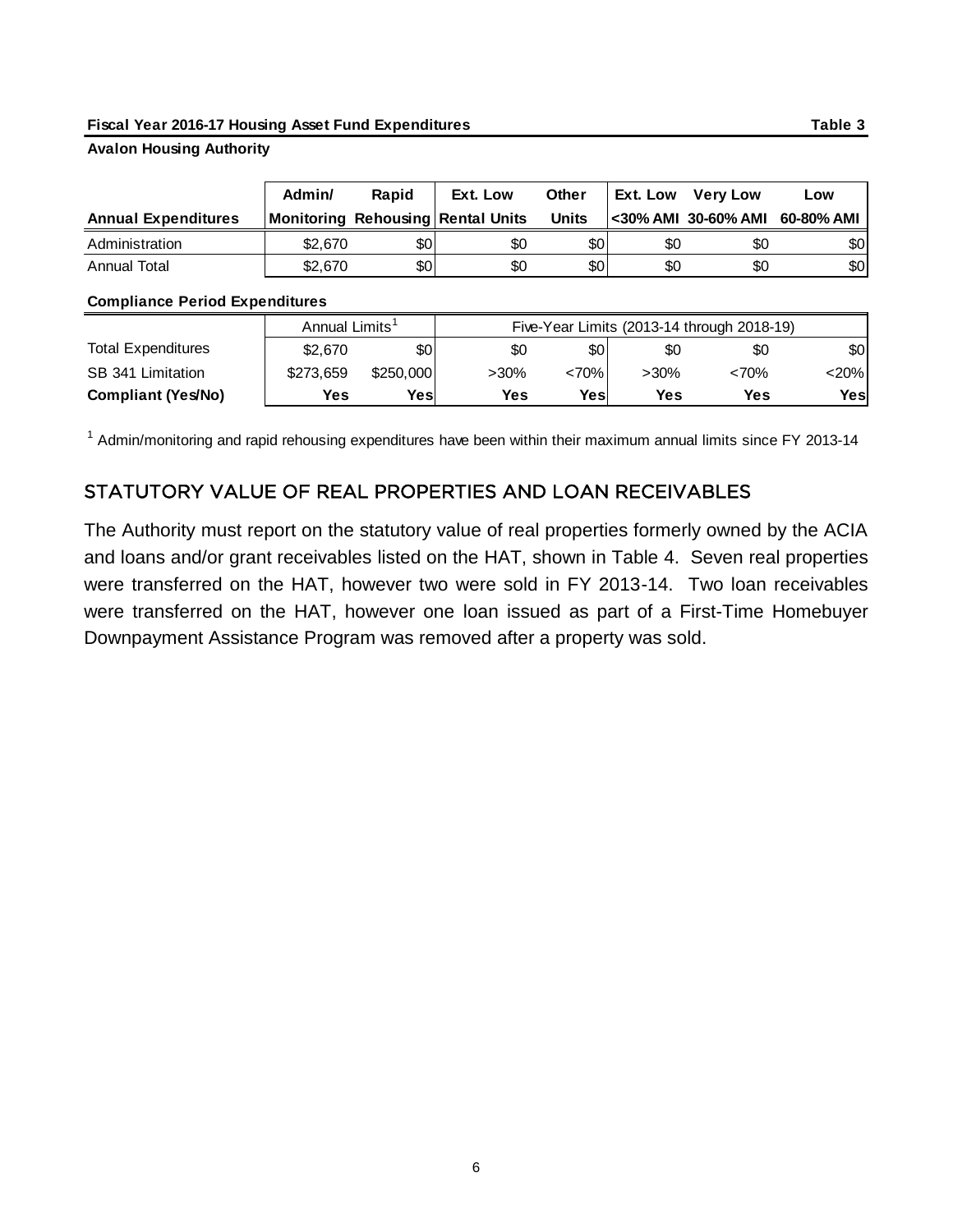**Fiscal Year 2016-17 Housing Asset Fund Expenditures** **Table 3**

**Avalon Housing Authority**

| Annual Expenditures | Admin/ Monitoring | Rapid Rehousing | Ext. Low Rental Units | Other Units | Ext. Low <30% AMI | Very Low 30-60% AMI | Low 60-80% AMI |
|---|---|---|---|---|---|---|---|
| Administration | $2,670 | $0 | $0 | $0 | $0 | $0 | $0 |
| Annual Total | $2,670 | $0 | $0 | $0 | $0 | $0 | $0 |

**Compliance Period Expenditures**

| | Annual Limits[1] | | Five-Year Limits (2013-14 through 2018-19) | | | | |
|---|---|---|---|---|---|---|---|
| Total Expenditures | $2,670 | $0 | $0 | $0 | $0 | $0 | $0 |
| SB 341 Limitation | $273,659 | $250,000 | >30% | <70% | >30% | <70% | <20% |
| **Compliant (Yes/No)** | **Yes** | **Yes** | **Yes** | **Yes** | **Yes** | **Yes** | **Yes** |

[1] Admin/monitoring and rapid rehousing expenditures have been within their maximum annual limits since FY 2013-14

## STATUTORY VALUE OF REAL PROPERTIES AND LOAN RECEIVABLES

The Authority must report on the statutory value of real properties formerly owned by the ACIA and loans and/or grant receivables listed on the HAT, shown in Table 4. Seven real properties were transferred on the HAT, however two were sold in FY 2013-14. Two loan receivables were transferred on the HAT, however one loan issued as part of a First-Time Homebuyer Downpayment Assistance Program was removed after a property was sold.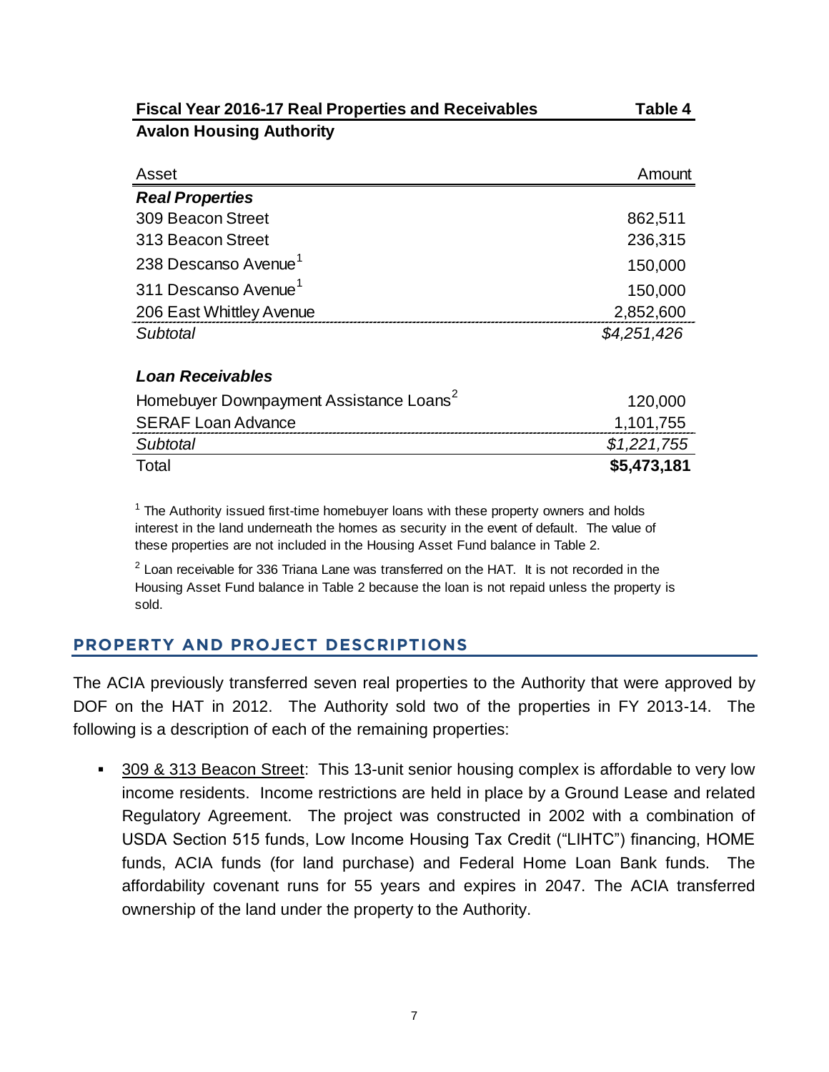**Fiscal Year 2016-17 Real Properties and Receivables** **Table 4**

**Avalon Housing Authority**

| Asset | Amount |
| --- | --- |
| ***Real Properties*** | |
| 309 Beacon Street | 862,511 |
| 313 Beacon Street | 236,315 |
| 238 Descanso Avenue[1] | 150,000 |
| 311 Descanso Avenue[1] | 150,000 |
| 206 East Whittley Avenue | 2,852,600 |
| *Subtotal* | *$4,251,426* |
| | |
| ***Loan Receivables*** | |
| Homebuyer Downpayment Assistance Loans[2] | 120,000 |
| SERAF Loan Advance | 1,101,755 |
| *Subtotal* | *$1,221,755* |
| Total | **$5,473,181** |

[1] The Authority issued first-time homebuyer loans with these property owners and holds interest in the land underneath the homes as security in the event of default. The value of these properties are not included in the Housing Asset Fund balance in Table 2.

[2] Loan receivable for 336 Triana Lane was transferred on the HAT. It is not recorded in the Housing Asset Fund balance in Table 2 because the loan is not repaid unless the property is sold.

## PROPERTY AND PROJECT DESCRIPTIONS

The ACIA previously transferred seven real properties to the Authority that were approved by DOF on the HAT in 2012. The Authority sold two of the properties in FY 2013-14. The following is a description of each of the remaining properties:

- 309 & 313 Beacon Street: This 13-unit senior housing complex is affordable to very low income residents. Income restrictions are held in place by a Ground Lease and related Regulatory Agreement. The project was constructed in 2002 with a combination of USDA Section 515 funds, Low Income Housing Tax Credit ("LIHTC") financing, HOME funds, ACIA funds (for land purchase) and Federal Home Loan Bank funds. The affordability covenant runs for 55 years and expires in 2047. The ACIA transferred ownership of the land under the property to the Authority.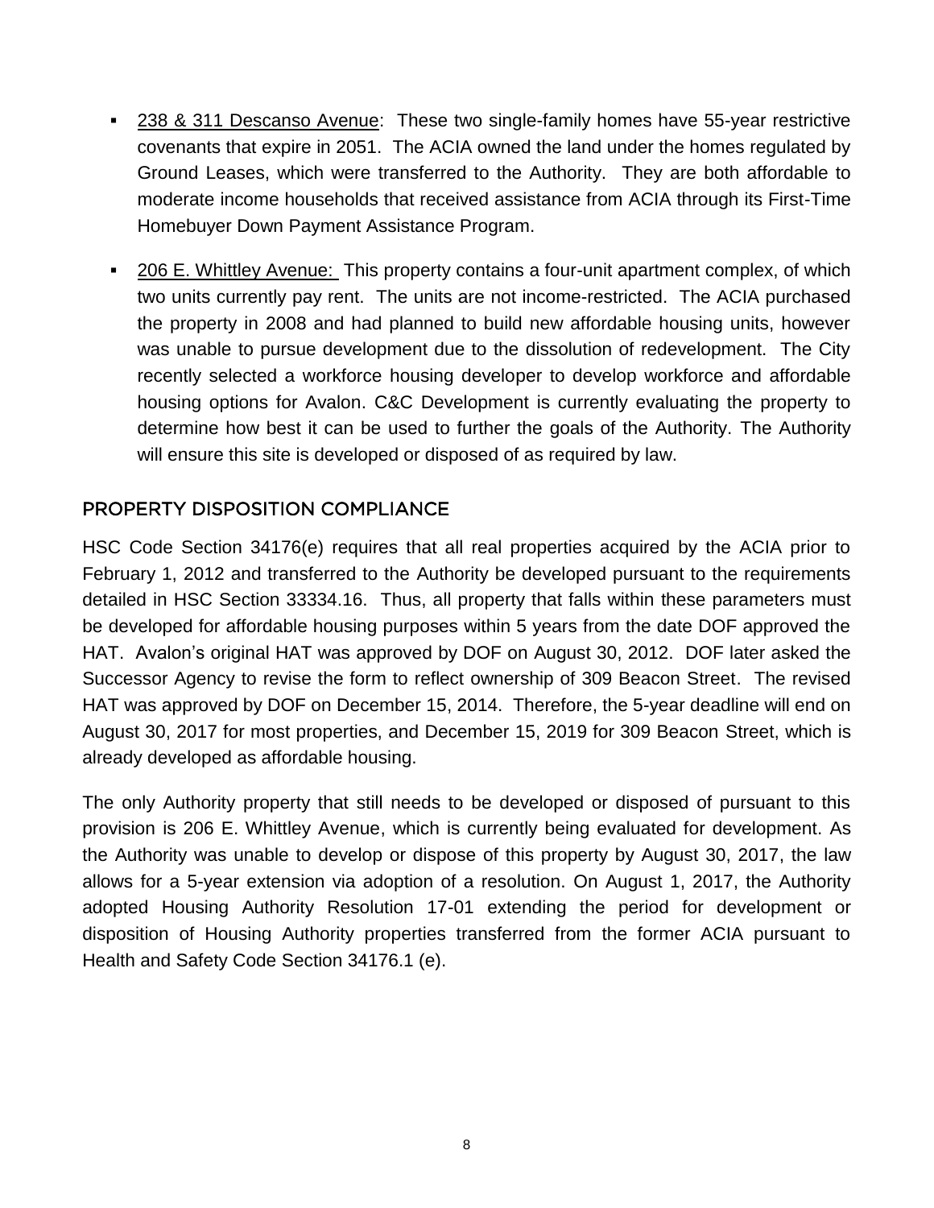- 238 & 311 Descanso Avenue: These two single-family homes have 55-year restrictive covenants that expire in 2051. The ACIA owned the land under the homes regulated by Ground Leases, which were transferred to the Authority. They are both affordable to moderate income households that received assistance from ACIA through its First-Time Homebuyer Down Payment Assistance Program.
- 206 E. Whittley Avenue: This property contains a four-unit apartment complex, of which two units currently pay rent. The units are not income-restricted. The ACIA purchased the property in 2008 and had planned to build new affordable housing units, however was unable to pursue development due to the dissolution of redevelopment. The City recently selected a workforce housing developer to develop workforce and affordable housing options for Avalon. C&C Development is currently evaluating the property to determine how best it can be used to further the goals of the Authority. The Authority will ensure this site is developed or disposed of as required by law.

## PROPERTY DISPOSITION COMPLIANCE

HSC Code Section 34176(e) requires that all real properties acquired by the ACIA prior to February 1, 2012 and transferred to the Authority be developed pursuant to the requirements detailed in HSC Section 33334.16. Thus, all property that falls within these parameters must be developed for affordable housing purposes within 5 years from the date DOF approved the HAT. Avalon's original HAT was approved by DOF on August 30, 2012. DOF later asked the Successor Agency to revise the form to reflect ownership of 309 Beacon Street. The revised HAT was approved by DOF on December 15, 2014. Therefore, the 5-year deadline will end on August 30, 2017 for most properties, and December 15, 2019 for 309 Beacon Street, which is already developed as affordable housing.

The only Authority property that still needs to be developed or disposed of pursuant to this provision is 206 E. Whittley Avenue, which is currently being evaluated for development. As the Authority was unable to develop or dispose of this property by August 30, 2017, the law allows for a 5-year extension via adoption of a resolution. On August 1, 2017, the Authority adopted Housing Authority Resolution 17-01 extending the period for development or disposition of Housing Authority properties transferred from the former ACIA pursuant to Health and Safety Code Section 34176.1 (e).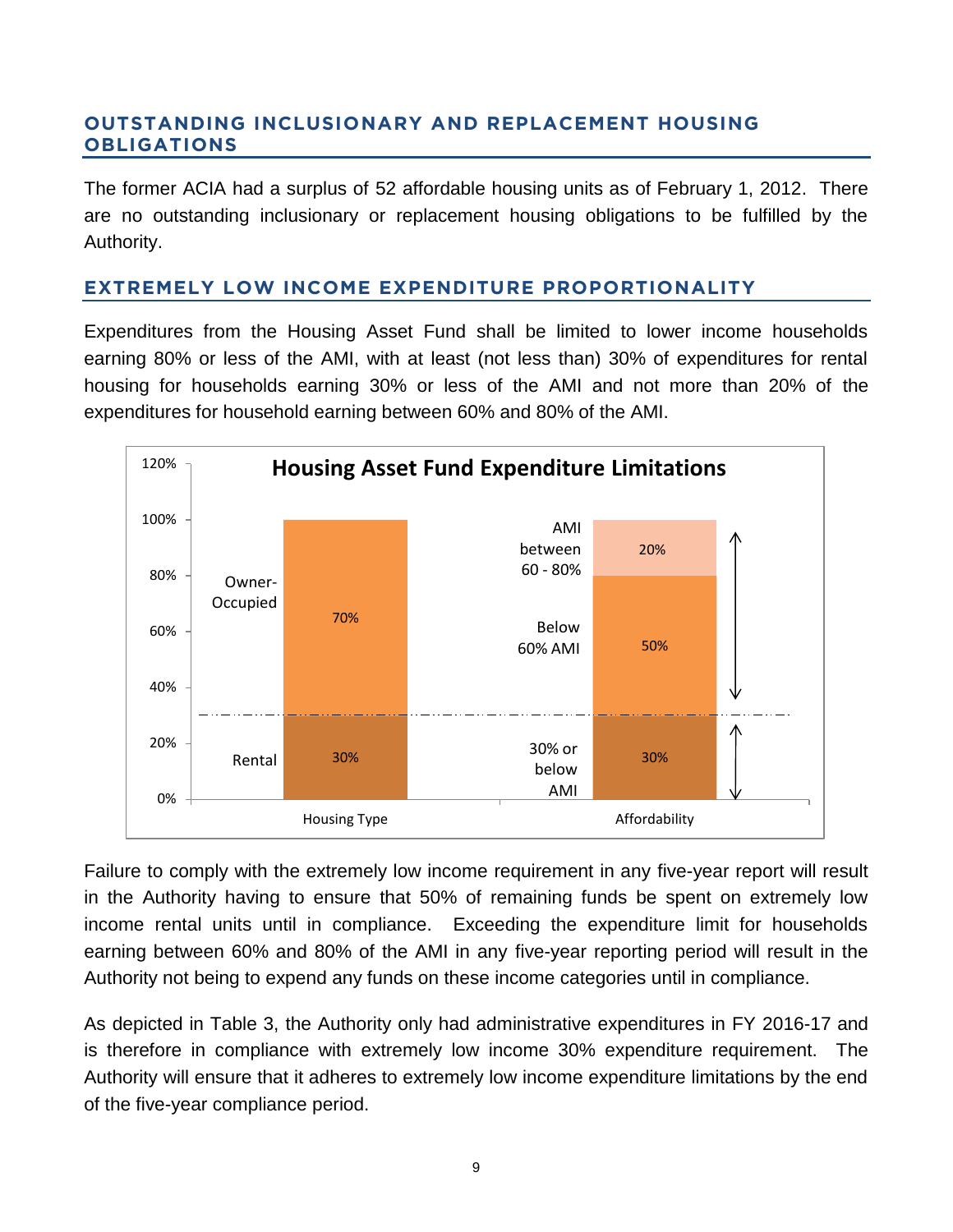## OUTSTANDING INCLUSIONARY AND REPLACEMENT HOUSING OBLIGATIONS

The former ACIA had a surplus of 52 affordable housing units as of February 1, 2012. There are no outstanding inclusionary or replacement housing obligations to be fulfilled by the Authority.

## EXTREMELY LOW INCOME EXPENDITURE PROPORTIONALITY

Expenditures from the Housing Asset Fund shall be limited to lower income households earning 80% or less of the AMI, with at least (not less than) 30% of expenditures for rental housing for households earning 30% or less of the AMI and not more than 20% of the expenditures for household earning between 60% and 80% of the AMI.

**Housing Asset Fund Expenditure Limitations**

| Housing Type | | Affordability | |
|---|---|---|---|
| Owner-Occupied | 70% | AMI between 60 - 80% | 20% |
| | | Below 60% AMI | 50% |
| Rental | 30% | 30% or below AMI | 30% |

Failure to comply with the extremely low income requirement in any five-year report will result in the Authority having to ensure that 50% of remaining funds be spent on extremely low income rental units until in compliance. Exceeding the expenditure limit for households earning between 60% and 80% of the AMI in any five-year reporting period will result in the Authority not being to expend any funds on these income categories until in compliance.

As depicted in Table 3, the Authority only had administrative expenditures in FY 2016-17 and is therefore in compliance with extremely low income 30% expenditure requirement. The Authority will ensure that it adheres to extremely low income expenditure limitations by the end of the five-year compliance period.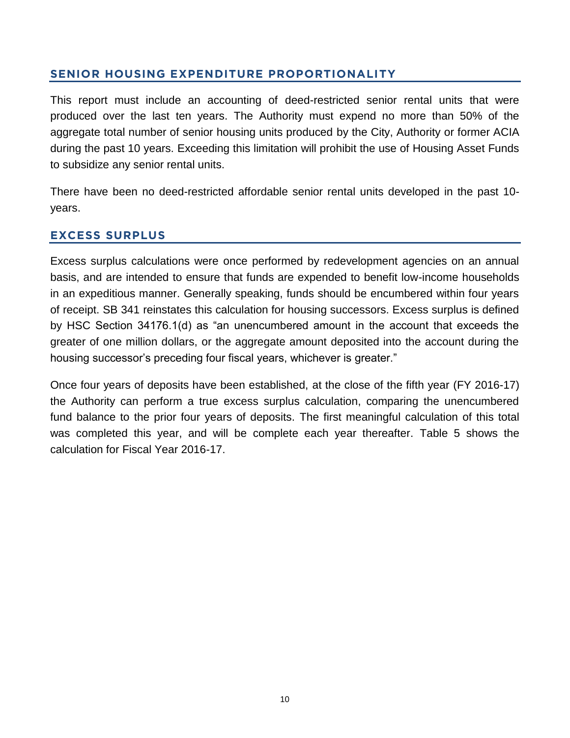## SENIOR HOUSING EXPENDITURE PROPORTIONALITY

This report must include an accounting of deed-restricted senior rental units that were produced over the last ten years. The Authority must expend no more than 50% of the aggregate total number of senior housing units produced by the City, Authority or former ACIA during the past 10 years. Exceeding this limitation will prohibit the use of Housing Asset Funds to subsidize any senior rental units.

There have been no deed-restricted affordable senior rental units developed in the past 10-years.

## EXCESS SURPLUS

Excess surplus calculations were once performed by redevelopment agencies on an annual basis, and are intended to ensure that funds are expended to benefit low-income households in an expeditious manner. Generally speaking, funds should be encumbered within four years of receipt. SB 341 reinstates this calculation for housing successors. Excess surplus is defined by HSC Section 34176.1(d) as "an unencumbered amount in the account that exceeds the greater of one million dollars, or the aggregate amount deposited into the account during the housing successor's preceding four fiscal years, whichever is greater."

Once four years of deposits have been established, at the close of the fifth year (FY 2016-17) the Authority can perform a true excess surplus calculation, comparing the unencumbered fund balance to the prior four years of deposits. The first meaningful calculation of this total was completed this year, and will be complete each year thereafter. Table 5 shows the calculation for Fiscal Year 2016-17.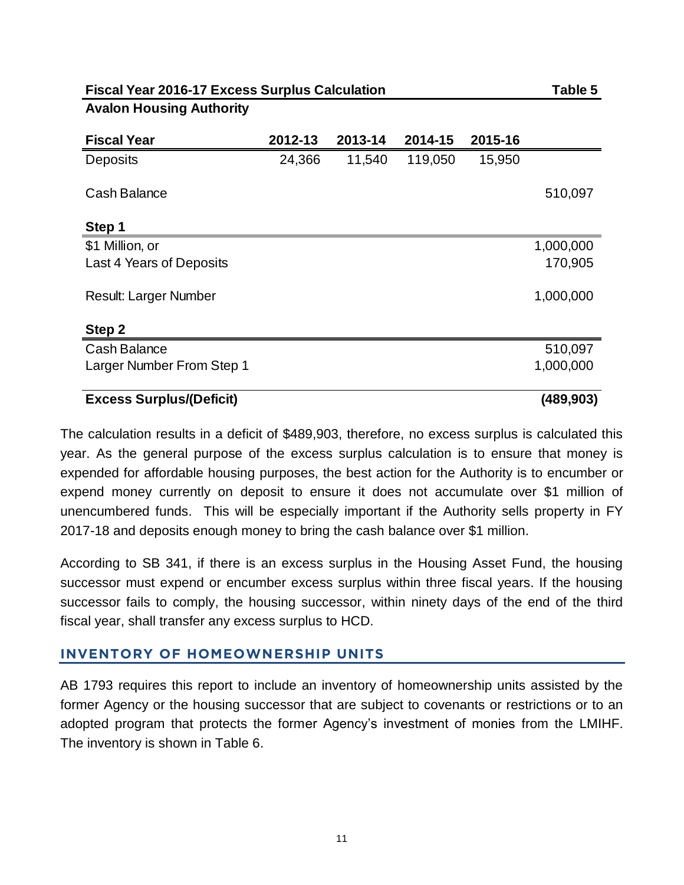**Fiscal Year 2016-17 Excess Surplus Calculation** **Table 5**

**Avalon Housing Authority**

| **Fiscal Year** | **2012-13** | **2013-14** | **2014-15** | **2015-16** | |
|---|---|---|---|---|---|
| Deposits | 24,366 | 11,540 | 119,050 | 15,950 | |
| Cash Balance | | | | | 510,097 |
| **Step 1** | | | | | |
| $1 Million, or | | | | | 1,000,000 |
| Last 4 Years of Deposits | | | | | 170,905 |
| Result: Larger Number | | | | | 1,000,000 |
| **Step 2** | | | | | |
| Cash Balance | | | | | 510,097 |
| Larger Number From Step 1 | | | | | 1,000,000 |
| **Excess Surplus/(Deficit)** | | | | | **(489,903)** |

The calculation results in a deficit of $489,903, therefore, no excess surplus is calculated this year. As the general purpose of the excess surplus calculation is to ensure that money is expended for affordable housing purposes, the best action for the Authority is to encumber or expend money currently on deposit to ensure it does not accumulate over $1 million of unencumbered funds. This will be especially important if the Authority sells property in FY 2017-18 and deposits enough money to bring the cash balance over $1 million.

According to SB 341, if there is an excess surplus in the Housing Asset Fund, the housing successor must expend or encumber excess surplus within three fiscal years. If the housing successor fails to comply, the housing successor, within ninety days of the end of the third fiscal year, shall transfer any excess surplus to HCD.

## INVENTORY OF HOMEOWNERSHIP UNITS

AB 1793 requires this report to include an inventory of homeownership units assisted by the former Agency or the housing successor that are subject to covenants or restrictions or to an adopted program that protects the former Agency's investment of monies from the LMIHF. The inventory is shown in Table 6.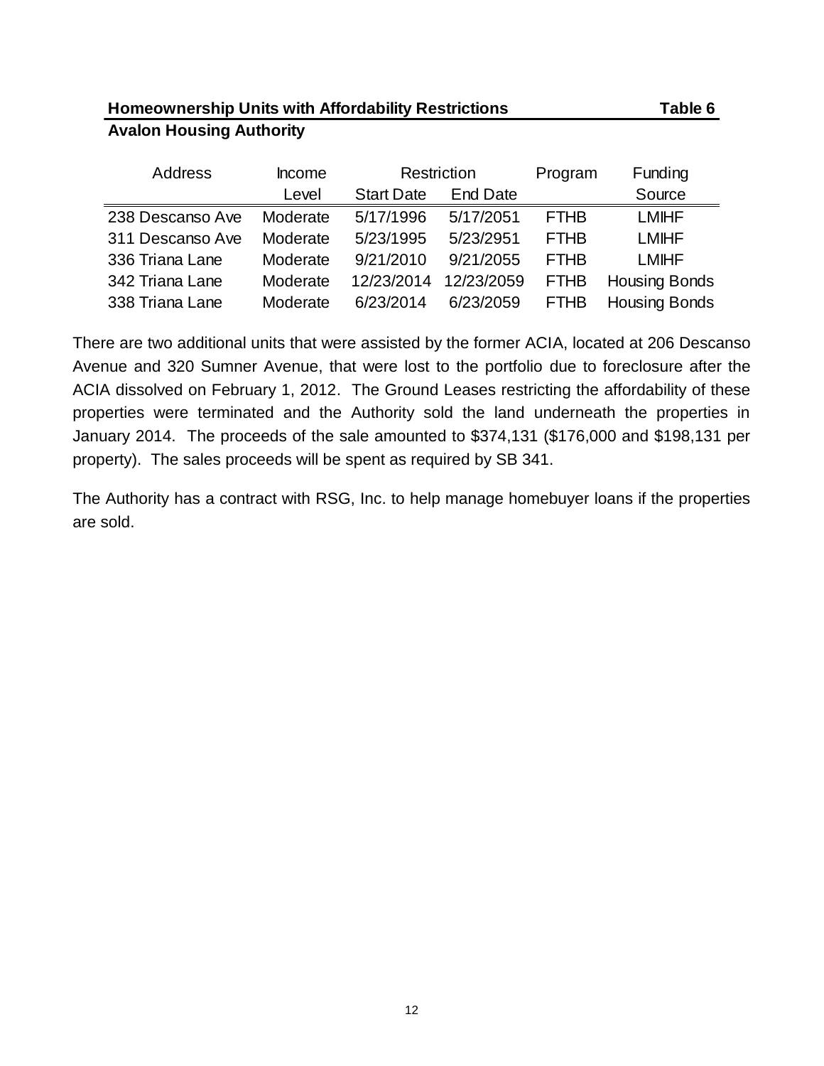**Homeownership Units with Affordability Restrictions** **Table 6**

**Avalon Housing Authority**

| Address | Income Level | Restriction Start Date | Restriction End Date | Program | Funding Source |
|---|---|---|---|---|---|
| 238 Descanso Ave | Moderate | 5/17/1996 | 5/17/2051 | FTHB | LMIHF |
| 311 Descanso Ave | Moderate | 5/23/1995 | 5/23/2951 | FTHB | LMIHF |
| 336 Triana Lane | Moderate | 9/21/2010 | 9/21/2055 | FTHB | LMIHF |
| 342 Triana Lane | Moderate | 12/23/2014 | 12/23/2059 | FTHB | Housing Bonds |
| 338 Triana Lane | Moderate | 6/23/2014 | 6/23/2059 | FTHB | Housing Bonds |

There are two additional units that were assisted by the former ACIA, located at 206 Descanso Avenue and 320 Sumner Avenue, that were lost to the portfolio due to foreclosure after the ACIA dissolved on February 1, 2012. The Ground Leases restricting the affordability of these properties were terminated and the Authority sold the land underneath the properties in January 2014. The proceeds of the sale amounted to $374,131 ($176,000 and $198,131 per property). The sales proceeds will be spent as required by SB 341.

The Authority has a contract with RSG, Inc. to help manage homebuyer loans if the properties are sold.